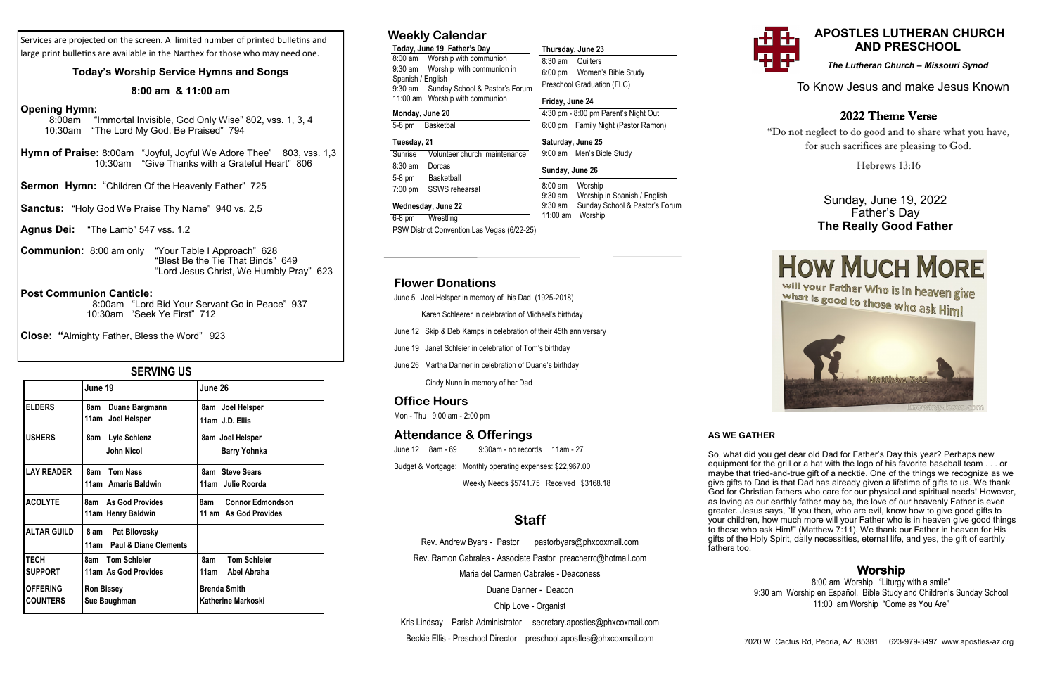Services are projected on the screen. A limited number of printed bulletins and large print bulletins are available in the Narthex for those who may need one.

### Today's Worship Service Hymns and Songs

**8:00 am & 11:00 am**

**Opening Hymn:**
8:00am "Immortal Invisible, God Only Wise" 802, vss. 1, 3, 4
10:30am "The Lord My God, Be Praised" 794

**Hymn of Praise:** 8:00am "Joyful, Joyful We Adore Thee" 803, vss. 1,3
10:30am "Give Thanks with a Grateful Heart" 806

**Sermon Hymn:** "Children Of the Heavenly Father" 725

**Sanctus:** "Holy God We Praise Thy Name" 940 vs. 2,5

**Agnus Dei:** "The Lamb" 547 vss. 1,2

**Communion:** 8:00 am only "Your Table I Approach" 628
"Blest Be the Tie That Binds" 649
"Lord Jesus Christ, We Humbly Pray" 623

**Post Communion Canticle:**
8:00am "Lord Bid Your Servant Go in Peace" 937
10:30am "Seek Ye First" 712

**Close:** "Almighty Father, Bless the Word" 923

### SERVING US

| | June 19 | June 26 |
|---|---|---|
| **ELDERS** | 8am Duane Bargmann<br>11am Joel Helsper | 8am Joel Helsper<br>11am J.D. Ellis |
| **USHERS** | 8am Lyle Schlenz<br>John Nicol | 8am Joel Helsper<br>Barry Yohnka |
| **LAY READER** | 8am Tom Nass<br>11am Amaris Baldwin | 8am Steve Sears<br>11am Julie Roorda |
| **ACOLYTE** | 8am As God Provides<br>11am Henry Baldwin | 8am Connor Edmondson<br>11 am As God Provides |
| **ALTAR GUILD** | 8 am Pat Bilovesky<br>11am Paul & Diane Clements | |
| **TECH SUPPORT** | 8am Tom Schleier<br>11am As God Provides | 8am Tom Schleier<br>11am Abel Abraha |
| **OFFERING COUNTERS** | Ron Bissey<br>Sue Baughman | Brenda Smith<br>Katherine Markoski |

## Weekly Calendar

**Today, June 19 Father's Day**
8:00 am Worship with communion
9:30 am Worship with communion in Spanish / English
9:30 am Sunday School & Pastor's Forum
11:00 am Worship with communion

**Monday, June 20**
5-8 pm Basketball

**Tuesday, 21**
Sunrise Volunteer church maintenance
8:30 am Dorcas
5-8 pm Basketball
7:00 pm SSWS rehearsal

**Wednesday, June 22**
6-8 pm Wrestling
PSW District Convention,Las Vegas (6/22-25)

**Thursday, June 23**
8:30 am Quilters
6:00 pm Women's Bible Study
Preschool Graduation (FLC)

**Friday, June 24**
4:30 pm - 8:00 pm Parent's Night Out
6:00 pm Family Night (Pastor Ramon)

**Saturday, June 25**
9:00 am Men's Bible Study

**Sunday, June 26**
8:00 am Worship
9:30 am Worship in Spanish / English
9:30 am Sunday School & Pastor's Forum
11:00 am Worship

## Flower Donations

June 5 Joel Helsper in memory of his Dad (1925-2018)
Karen Schleerer in celebration of Michael's birthday

June 12 Skip & Deb Kamps in celebration of their 45th anniversary

June 19 Janet Schleier in celebration of Tom's birthday

June 26 Martha Danner in celebration of Duane's birthday
Cindy Nunn in memory of her Dad

## Office Hours

Mon - Thu 9:00 am - 2:00 pm

## Attendance & Offerings

June 12 8am - 69 9:30am - no records 11am - 27

Budget & Mortgage: Monthly operating expenses: $22,967.00
Weekly Needs $5741.75 Received $3168.18

## Staff

Rev. Andrew Byars - Pastor pastorbyars@phxcoxmail.com
Rev. Ramon Cabrales - Associate Pastor preacherrc@hotmail.com
Maria del Carmen Cabrales - Deaconess
Duane Danner - Deacon
Chip Love - Organist
Kris Lindsay – Parish Administrator secretary.apostles@phxcoxmail.com
Beckie Ellis - Preschool Director preschool.apostles@phxcoxmail.com

# APOSTLES LUTHERAN CHURCH AND PRESCHOOL

*The Lutheran Church – Missouri Synod*

To Know Jesus and make Jesus Known

## 2022 Theme Verse

"Do not neglect to do good and to share what you have, for such sacrifices are pleasing to God.

Hebrews 13:16

Sunday, June 19, 2022
Father's Day
**The Really Good Father**

HOW MUCH MORE will your Father Who is in heaven give what is good to those who ask Him! Matthew 7:11

### AS WE GATHER

So, what did you get dear old Dad for Father's Day this year? Perhaps new equipment for the grill or a hat with the logo of his favorite baseball team . . . or maybe that tried-and-true gift of a necktie. One of the things we recognize as we give gifts to Dad is that Dad has already given a lifetime of gifts to us. We thank God for Christian fathers who care for our physical and spiritual needs! However, as loving as our earthly father may be, the love of our heavenly Father is even greater. Jesus says, "If you then, who are evil, know how to give good gifts to your children, how much more will your Father who is in heaven give good things to those who ask Him!" (Matthew 7:11). We thank our Father in heaven for His gifts of the Holy Spirit, daily necessities, eternal life, and yes, the gift of earthly fathers too.

## Worship

8:00 am Worship "Liturgy with a smile"
9:30 am Worship en Español, Bible Study and Children's Sunday School
11:00 am Worship "Come as You Are"

7020 W. Cactus Rd, Peoria, AZ 85381 623-979-3497 www.apostles-az.org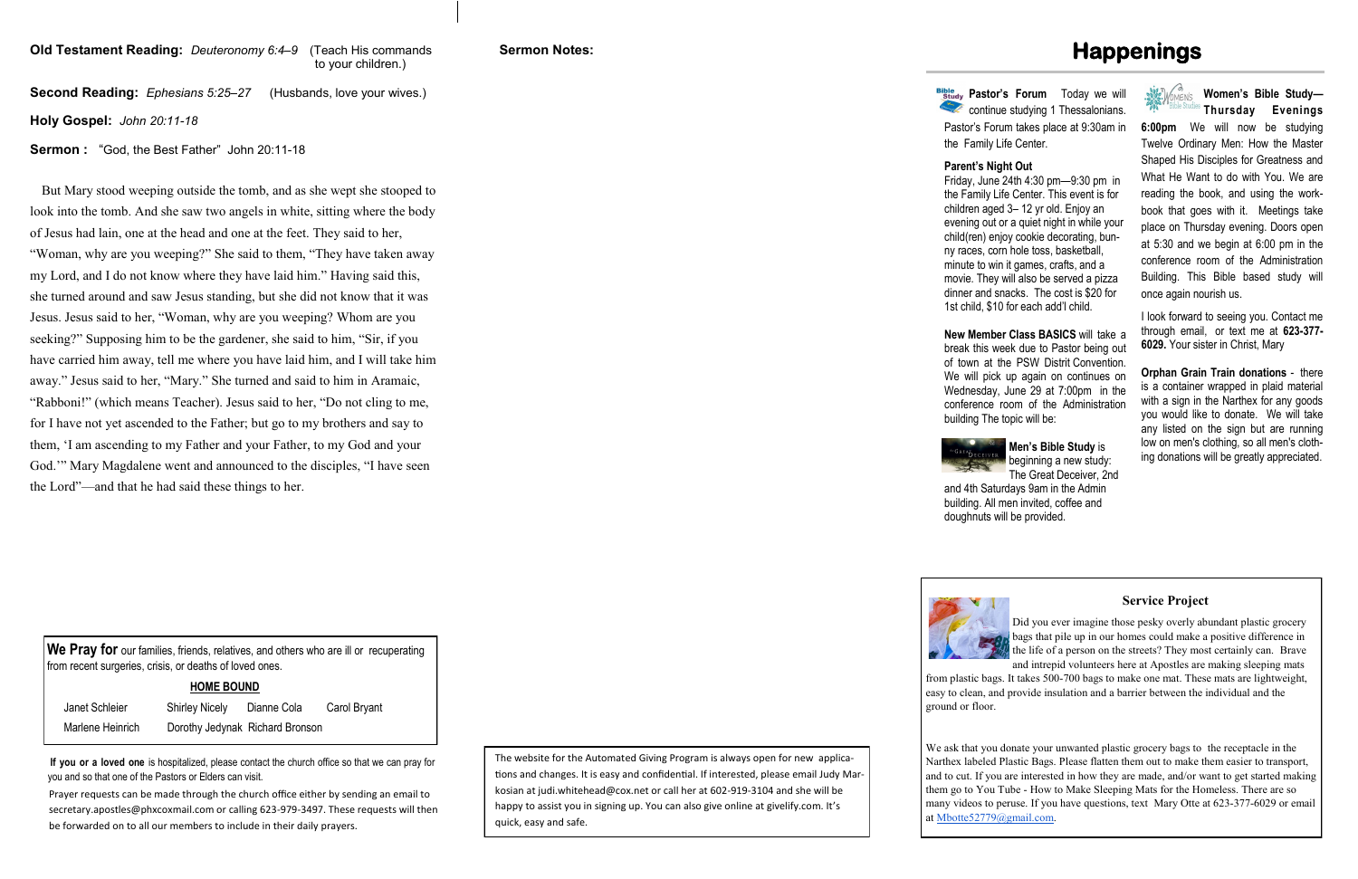**Old Testament Reading:** *Deuteronomy 6:4–9* (Teach His commands to your children.)

**Second Reading:** *Ephesians 5:25–27* (Husbands, love your wives.)

**Holy Gospel:** *John 20:11-18*

**Sermon :** "God, the Best Father" John 20:11-18

But Mary stood weeping outside the tomb, and as she wept she stooped to look into the tomb. And she saw two angels in white, sitting where the body of Jesus had lain, one at the head and one at the feet. They said to her, "Woman, why are you weeping?" She said to them, "They have taken away my Lord, and I do not know where they have laid him." Having said this, she turned around and saw Jesus standing, but she did not know that it was Jesus. Jesus said to her, "Woman, why are you weeping? Whom are you seeking?" Supposing him to be the gardener, she said to him, "Sir, if you have carried him away, tell me where you have laid him, and I will take him away." Jesus said to her, "Mary." She turned and said to him in Aramaic, "Rabboni!" (which means Teacher). Jesus said to her, "Do not cling to me, for I have not yet ascended to the Father; but go to my brothers and say to them, 'I am ascending to my Father and your Father, to my God and your God.'" Mary Magdalene went and announced to the disciples, "I have seen the Lord"—and that he had said these things to her.

**We Pray for** our families, friends, relatives, and others who are ill or recuperating from recent surgeries, crisis, or deaths of loved ones.

**HOME BOUND**

| | | | |
|---|---|---|---|
| Janet Schleier | Shirley Nicely | Dianne Cola | Carol Bryant |
| Marlene Heinrich | Dorothy Jedynak | Richard Bronson | |

**If you or a loved one** is hospitalized, please contact the church office so that we can pray for you and so that one of the Pastors or Elders can visit.

Prayer requests can be made through the church office either by sending an email to secretary.apostles@phxcoxmail.com or calling 623-979-3497. These requests will then be forwarded on to all our members to include in their daily prayers.

**Sermon Notes:**

The website for the Automated Giving Program is always open for new applications and changes. It is easy and confidential. If interested, please email Judy Markosian at judi.whitehead@cox.net or call her at 602-919-3104 and she will be happy to assist you in signing up. You can also give online at givelify.com. It's quick, easy and safe.

# Happenings

**Pastor's Forum** Today we will continue studying 1 Thessalonians. Pastor's Forum takes place at 9:30am in the Family Life Center.

**Parent's Night Out**
Friday, June 24th 4:30 pm—9:30 pm in the Family Life Center. This event is for children aged 3– 12 yr old. Enjoy an evening out or a quiet night in while your child(ren) enjoy cookie decorating, bunny races, corn hole toss, basketball, minute to win it games, crafts, and a movie. They will also be served a pizza dinner and snacks. The cost is $20 for 1st child, $10 for each add'l child.

**New Member Class BASICS** will take a break this week due to Pastor being out of town at the PSW Distrit Convention. We will pick up again on continues on Wednesday, June 29 at 7:00pm in the conference room of the Administration building The topic will be:

**Men's Bible Study** is beginning a new study: The Great Deceiver, 2nd and 4th Saturdays 9am in the Admin building. All men invited, coffee and doughnuts will be provided.

**Women's Bible Study—Thursday Evenings 6:00pm** We will now be studying Twelve Ordinary Men: How the Master Shaped His Disciples for Greatness and What He Want to do with You. We are reading the book, and using the workbook that goes with it. Meetings take place on Thursday evening. Doors open at 5:30 and we begin at 6:00 pm in the conference room of the Administration Building. This Bible based study will once again nourish us.

I look forward to seeing you. Contact me through email, or text me at **623-377-6029.** Your sister in Christ, Mary

**Orphan Grain Train donations** - there is a container wrapped in plaid material with a sign in the Narthex for any goods you would like to donate. We will take any listed on the sign but are running low on men's clothing, so all men's clothing donations will be greatly appreciated.

## Service Project

Did you ever imagine those pesky overly abundant plastic grocery bags that pile up in our homes could make a positive difference in the life of a person on the streets? They most certainly can. Brave and intrepid volunteers here at Apostles are making sleeping mats from plastic bags. It takes 500-700 bags to make one mat. These mats are lightweight, easy to clean, and provide insulation and a barrier between the individual and the ground or floor.

We ask that you donate your unwanted plastic grocery bags to the receptacle in the Narthex labeled Plastic Bags. Please flatten them out to make them easier to transport, and to cut. If you are interested in how they are made, and/or want to get started making them go to You Tube - How to Make Sleeping Mats for the Homeless. There are so many videos to peruse. If you have questions, text Mary Otte at 623-377-6029 or email at Mbotte52779@gmail.com.